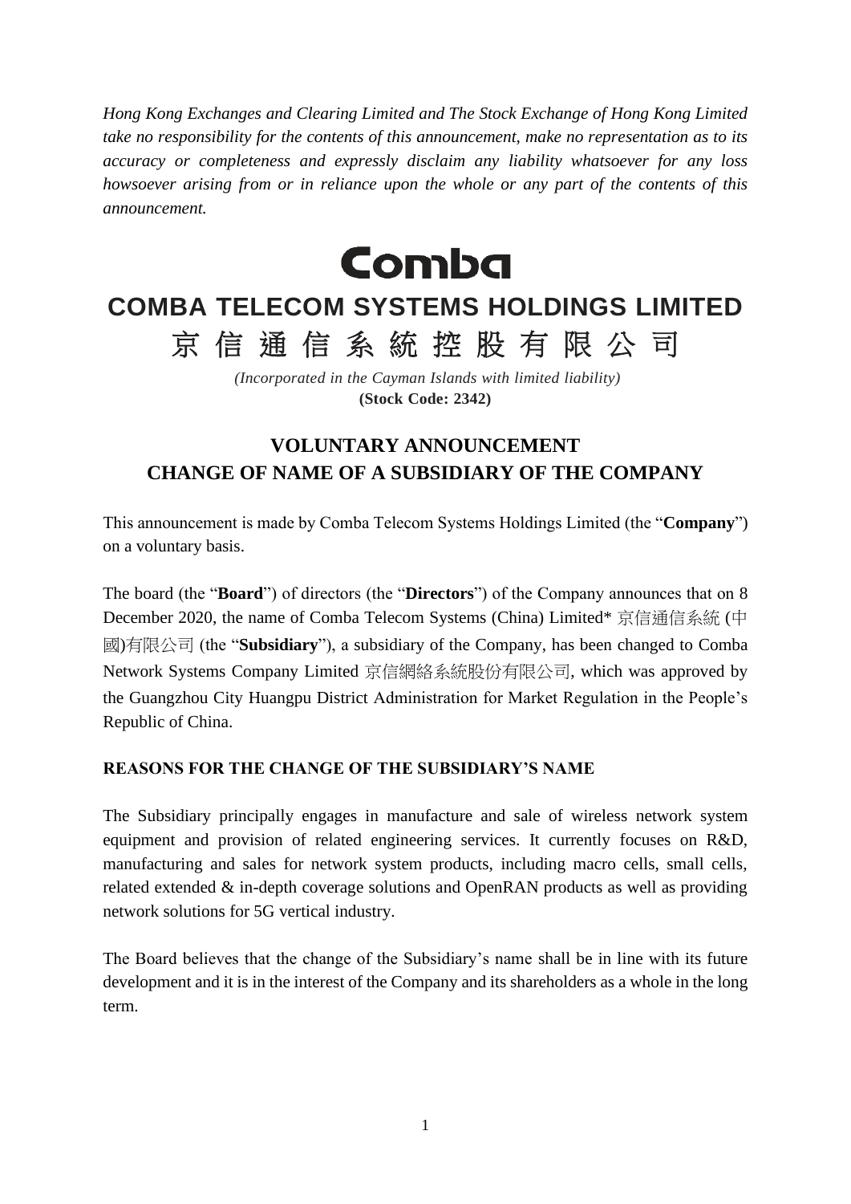*Hong Kong Exchanges and Clearing Limited and The Stock Exchange of Hong Kong Limited take no responsibility for the contents of this announcement, make no representation as to its accuracy or completeness and expressly disclaim any liability whatsoever for any loss howsoever arising from or in reliance upon the whole or any part of the contents of this announcement.*

**Comba**

# COMBA TELECOM SYSTEMS HOLDINGS LIMITED

# 京 信 通 信 系 統 控 股 有 限 公 司

*(Incorporated in the Cayman Islands with limited liability)*

**(Stock Code: 2342)**

## VOLUNTARY ANNOUNCEMENT
## CHANGE OF NAME OF A SUBSIDIARY OF THE COMPANY

This announcement is made by Comba Telecom Systems Holdings Limited (the "**Company**") on a voluntary basis.

The board (the "**Board**") of directors (the "**Directors**") of the Company announces that on 8 December 2020, the name of Comba Telecom Systems (China) Limited* 京信通信系統 (中國)有限公司 (the "**Subsidiary**"), a subsidiary of the Company, has been changed to Comba Network Systems Company Limited 京信網絡系統股份有限公司, which was approved by the Guangzhou City Huangpu District Administration for Market Regulation in the People's Republic of China.

### REASONS FOR THE CHANGE OF THE SUBSIDIARY'S NAME

The Subsidiary principally engages in manufacture and sale of wireless network system equipment and provision of related engineering services. It currently focuses on R&D, manufacturing and sales for network system products, including macro cells, small cells, related extended & in-depth coverage solutions and OpenRAN products as well as providing network solutions for 5G vertical industry.

The Board believes that the change of the Subsidiary's name shall be in line with its future development and it is in the interest of the Company and its shareholders as a whole in the long term.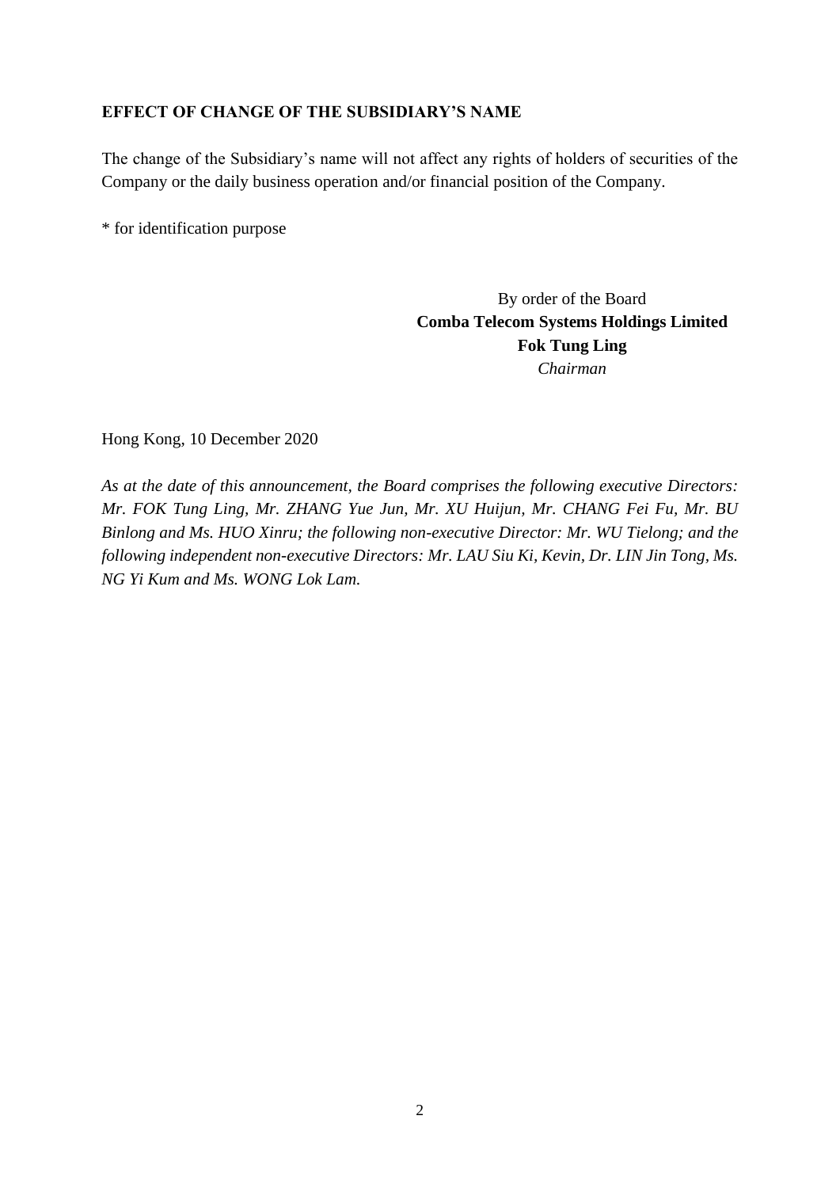**EFFECT OF CHANGE OF THE SUBSIDIARY'S NAME**

The change of the Subsidiary's name will not affect any rights of holders of securities of the Company or the daily business operation and/or financial position of the Company.

* for identification purpose

By order of the Board
**Comba Telecom Systems Holdings Limited**
**Fok Tung Ling**
*Chairman*

Hong Kong, 10 December 2020

*As at the date of this announcement, the Board comprises the following executive Directors: Mr. FOK Tung Ling, Mr. ZHANG Yue Jun, Mr. XU Huijun, Mr. CHANG Fei Fu, Mr. BU Binlong and Ms. HUO Xinru; the following non-executive Director: Mr. WU Tielong; and the following independent non-executive Directors: Mr. LAU Siu Ki, Kevin, Dr. LIN Jin Tong, Ms. NG Yi Kum and Ms. WONG Lok Lam.*